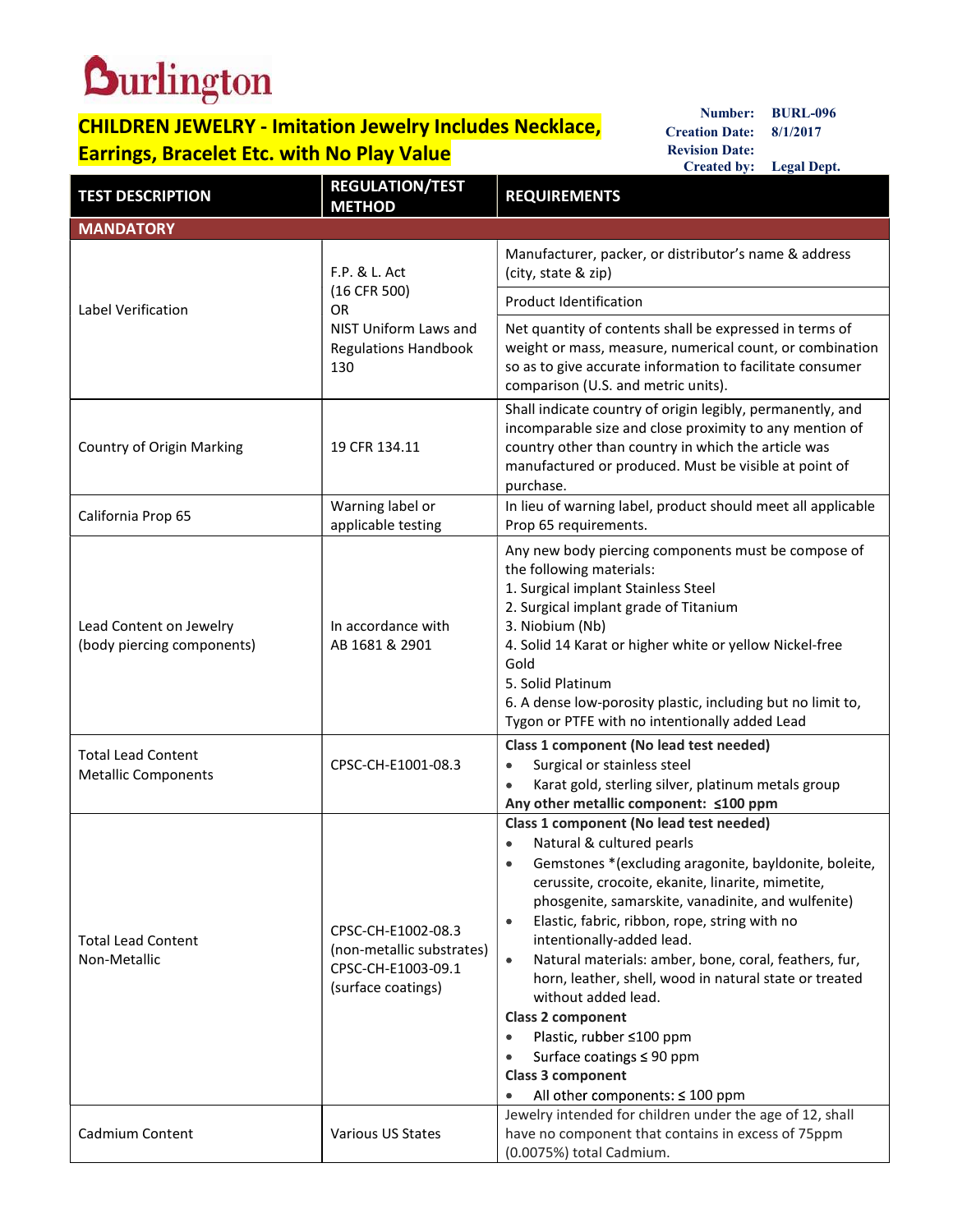Burlington

# CHILDREN JEWELRY - Imitation Jewelry Includes Necklace, Earrings, Bracelet Etc. with No Play Value

**Number:** BURL-096
**Creation Date:** 8/1/2017
**Revision Date:**
**Created by:** Legal Dept.

| TEST DESCRIPTION | REGULATION/TEST METHOD | REQUIREMENTS |
|---|---|---|
| **MANDATORY** | | |
| Label Verification | F.P. & L. Act (16 CFR 500) OR NIST Uniform Laws and Regulations Handbook 130 | Manufacturer, packer, or distributor's name & address (city, state & zip) |
| | | Product Identification |
| | | Net quantity of contents shall be expressed in terms of weight or mass, measure, numerical count, or combination so as to give accurate information to facilitate consumer comparison (U.S. and metric units). |
| Country of Origin Marking | 19 CFR 134.11 | Shall indicate country of origin legibly, permanently, and incomparable size and close proximity to any mention of country other than country in which the article was manufactured or produced. Must be visible at point of purchase. |
| California Prop 65 | Warning label or applicable testing | In lieu of warning label, product should meet all applicable Prop 65 requirements. |
| Lead Content on Jewelry (body piercing components) | In accordance with AB 1681 & 2901 | Any new body piercing components must be compose of the following materials:<br>1. Surgical implant Stainless Steel<br>2. Surgical implant grade of Titanium<br>3. Niobium (Nb)<br>4. Solid 14 Karat or higher white or yellow Nickel-free Gold<br>5. Solid Platinum<br>6. A dense low-porosity plastic, including but no limit to, Tygon or PTFE with no intentionally added Lead |
| Total Lead Content Metallic Components | CPSC-CH-E1001-08.3 | **Class 1 component (No lead test needed)**<br>• Surgical or stainless steel<br>• Karat gold, sterling silver, platinum metals group<br>**Any other metallic component: ≤100 ppm** |
| Total Lead Content Non-Metallic | CPSC-CH-E1002-08.3 (non-metallic substrates) CPSC-CH-E1003-09.1 (surface coatings) | **Class 1 component (No lead test needed)**<br>• Natural & cultured pearls<br>• Gemstones *(excluding aragonite, bayldonite, boleite, cerussite, crocoite, ekanite, linarite, mimetite, phosgenite, samarskite, vanadinite, and wulfenite)<br>• Elastic, fabric, ribbon, rope, string with no intentionally-added lead.<br>• Natural materials: amber, bone, coral, feathers, fur, horn, leather, shell, wood in natural state or treated without added lead.<br>**Class 2 component**<br>• Plastic, rubber ≤100 ppm<br>• Surface coatings ≤ 90 ppm<br>**Class 3 component**<br>• All other components: ≤ 100 ppm |
| Cadmium Content | Various US States | Jewelry intended for children under the age of 12, shall have no component that contains in excess of 75ppm (0.0075%) total Cadmium. |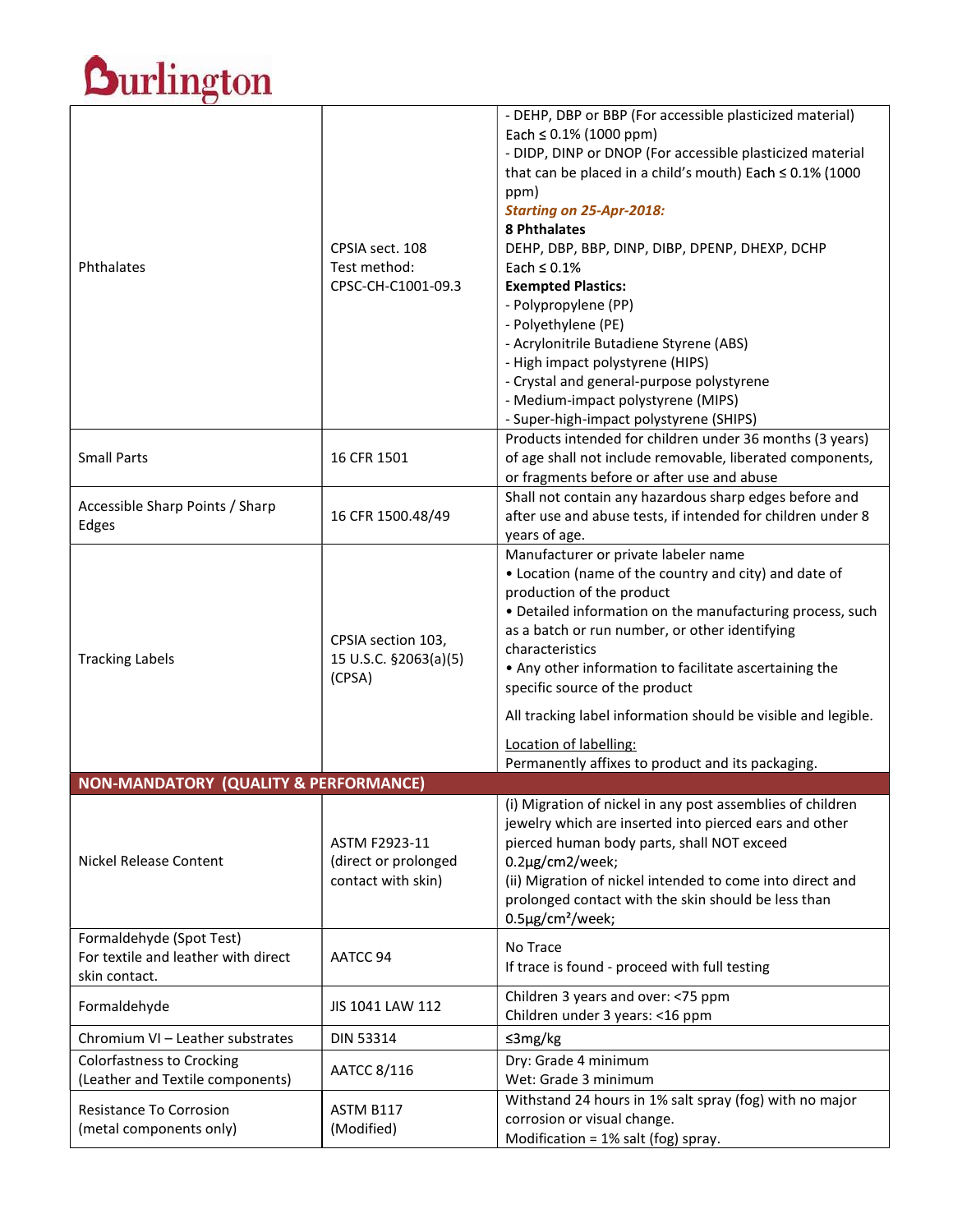| | | |
|---|---|---|
| Phthalates | CPSIA sect. 108<br>Test method:<br>CPSC-CH-C1001-09.3 | - DEHP, DBP or BBP (For accessible plasticized material) Each ≤ 0.1% (1000 ppm)<br>- DIDP, DINP or DNOP (For accessible plasticized material that can be placed in a child's mouth) Each ≤ 0.1% (1000 ppm)<br>***Starting on 25-Apr-2018:***<br>**8 Phthalates**<br>DEHP, DBP, BBP, DINP, DIBP, DPENP, DHEXP, DCHP<br>Each ≤ 0.1%<br>**Exempted Plastics:**<br>- Polypropylene (PP)<br>- Polyethylene (PE)<br>- Acrylonitrile Butadiene Styrene (ABS)<br>- High impact polystyrene (HIPS)<br>- Crystal and general-purpose polystyrene<br>- Medium-impact polystyrene (MIPS)<br>- Super-high-impact polystyrene (SHIPS) |
| Small Parts | 16 CFR 1501 | Products intended for children under 36 months (3 years) of age shall not include removable, liberated components, or fragments before or after use and abuse |
| Accessible Sharp Points / Sharp Edges | 16 CFR 1500.48/49 | Shall not contain any hazardous sharp edges before and after use and abuse tests, if intended for children under 8 years of age. |
| Tracking Labels | CPSIA section 103, 15 U.S.C. §2063(a)(5) (CPSA) | Manufacturer or private labeler name<br>• Location (name of the country and city) and date of production of the product<br>• Detailed information on the manufacturing process, such as a batch or run number, or other identifying characteristics<br>• Any other information to facilitate ascertaining the specific source of the product<br><br>All tracking label information should be visible and legible.<br><br>Location of labelling:<br>Permanently affixes to product and its packaging. |
| **NON-MANDATORY (QUALITY & PERFORMANCE)** | | |
| Nickel Release Content | ASTM F2923-11<br>(direct or prolonged contact with skin) | (i) Migration of nickel in any post assemblies of children jewelry which are inserted into pierced ears and other pierced human body parts, shall NOT exceed 0.2µg/cm2/week;<br>(ii) Migration of nickel intended to come into direct and prolonged contact with the skin should be less than 0.5µg/cm²/week; |
| Formaldehyde (Spot Test)<br>For textile and leather with direct skin contact. | AATCC 94 | No Trace<br>If trace is found - proceed with full testing |
| Formaldehyde | JIS 1041 LAW 112 | Children 3 years and over: <75 ppm<br>Children under 3 years: <16 ppm |
| Chromium VI – Leather substrates | DIN 53314 | ≤3mg/kg |
| Colorfastness to Crocking<br>(Leather and Textile components) | AATCC 8/116 | Dry: Grade 4 minimum<br>Wet: Grade 3 minimum |
| Resistance To Corrosion<br>(metal components only) | ASTM B117<br>(Modified) | Withstand 24 hours in 1% salt spray (fog) with no major corrosion or visual change.<br>Modification = 1% salt (fog) spray. |